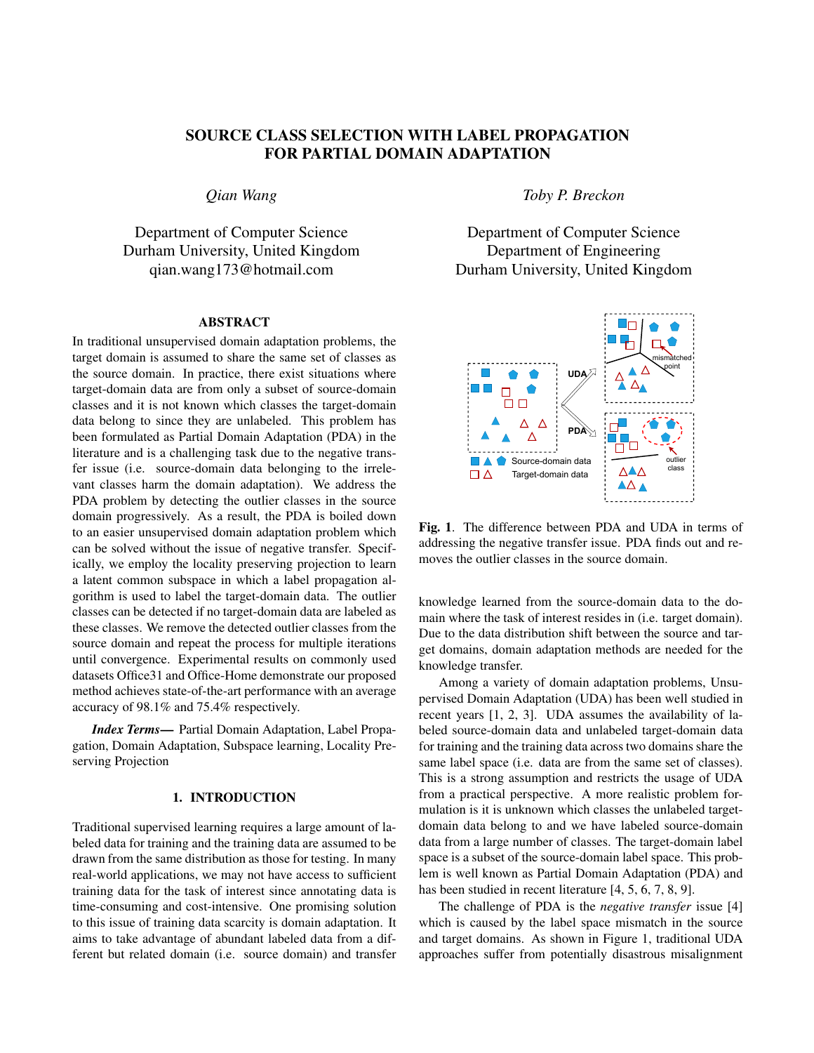# SOURCE CLASS SELECTION WITH LABEL PROPAGATION FOR PARTIAL DOMAIN ADAPTATION

*Qian Wang*

Department of Computer Science
Durham University, United Kingdom
qian.wang173@hotmail.com

*Toby P. Breckon*

Department of Computer Science
Department of Engineering
Durham University, United Kingdom

## ABSTRACT

In traditional unsupervised domain adaptation problems, the target domain is assumed to share the same set of classes as the source domain. In practice, there exist situations where target-domain data are from only a subset of source-domain classes and it is not known which classes the target-domain data belong to since they are unlabeled. This problem has been formulated as Partial Domain Adaptation (PDA) in the literature and is a challenging task due to the negative transfer issue (i.e. source-domain data belonging to the irrelevant classes harm the domain adaptation). We address the PDA problem by detecting the outlier classes in the source domain progressively. As a result, the PDA is boiled down to an easier unsupervised domain adaptation problem which can be solved without the issue of negative transfer. Specifically, we employ the locality preserving projection to learn a latent common subspace in which a label propagation algorithm is used to label the target-domain data. The outlier classes can be detected if no target-domain data are labeled as these classes. We remove the detected outlier classes from the source domain and repeat the process for multiple iterations until convergence. Experimental results on commonly used datasets Office31 and Office-Home demonstrate our proposed method achieves state-of-the-art performance with an average accuracy of 98.1% and 75.4% respectively.

***Index Terms***— Partial Domain Adaptation, Label Propagation, Domain Adaptation, Subspace learning, Locality Preserving Projection

## 1. INTRODUCTION

Traditional supervised learning requires a large amount of labeled data for training and the training data are assumed to be drawn from the same distribution as those for testing. In many real-world applications, we may not have access to sufficient training data for the task of interest since annotating data is time-consuming and cost-intensive. One promising solution to this issue of training data scarcity is domain adaptation. It aims to take advantage of abundant labeled data from a different but related domain (i.e. source domain) and transfer knowledge learned from the source-domain data to the domain where the task of interest resides in (i.e. target domain). Due to the data distribution shift between the source and target domains, domain adaptation methods are needed for the knowledge transfer.

**Fig. 1**. The difference between PDA and UDA in terms of addressing the negative transfer issue. PDA finds out and removes the outlier classes in the source domain.

Among a variety of domain adaptation problems, Unsupervised Domain Adaptation (UDA) has been well studied in recent years [1, 2, 3]. UDA assumes the availability of labeled source-domain data and unlabeled target-domain data for training and the training data across two domains share the same label space (i.e. data are from the same set of classes). This is a strong assumption and restricts the usage of UDA from a practical perspective. A more realistic problem formulation is it is unknown which classes the unlabeled target-domain data belong to and we have labeled source-domain data from a large number of classes. The target-domain label space is a subset of the source-domain label space. This problem is well known as Partial Domain Adaptation (PDA) and has been studied in recent literature [4, 5, 6, 7, 8, 9].

The challenge of PDA is the *negative transfer* issue [4] which is caused by the label space mismatch in the source and target domains. As shown in Figure 1, traditional UDA approaches suffer from potentially disastrous misalignment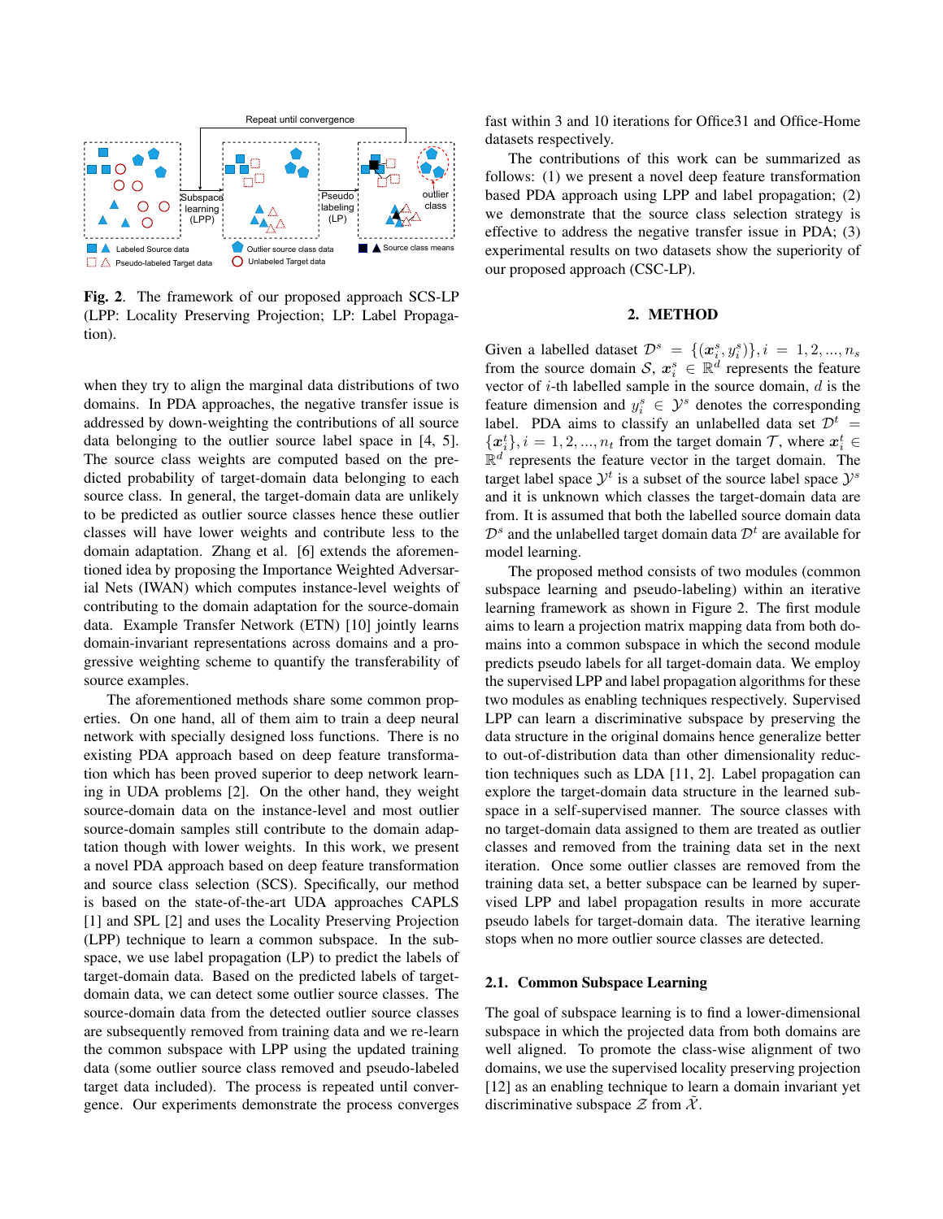**Fig. 2**. The framework of our proposed approach SCS-LP (LPP: Locality Preserving Projection; LP: Label Propagation).

when they try to align the marginal data distributions of two domains. In PDA approaches, the negative transfer issue is addressed by down-weighting the contributions of all source data belonging to the outlier source label space in [4, 5]. The source class weights are computed based on the predicted probability of target-domain data belonging to each source class. In general, the target-domain data are unlikely to be predicted as outlier source classes hence these outlier classes will have lower weights and contribute less to the domain adaptation. Zhang et al. [6] extends the aforementioned idea by proposing the Importance Weighted Adversarial Nets (IWAN) which computes instance-level weights of contributing to the domain adaptation for the source-domain data. Example Transfer Network (ETN) [10] jointly learns domain-invariant representations across domains and a progressive weighting scheme to quantify the transferability of source examples.

The aforementioned methods share some common properties. On one hand, all of them aim to train a deep neural network with specially designed loss functions. There is no existing PDA approach based on deep feature transformation which has been proved superior to deep network learning in UDA problems [2]. On the other hand, they weight source-domain data on the instance-level and most outlier source-domain samples still contribute to the domain adaptation though with lower weights. In this work, we present a novel PDA approach based on deep feature transformation and source class selection (SCS). Specifically, our method is based on the state-of-the-art UDA approaches CAPLS [1] and SPL [2] and uses the Locality Preserving Projection (LPP) technique to learn a common subspace. In the subspace, we use label propagation (LP) to predict the labels of target-domain data. Based on the predicted labels of target-domain data, we can detect some outlier source classes. The source-domain data from the detected outlier source classes are subsequently removed from training data and we re-learn the common subspace with LPP using the updated training data (some outlier source class removed and pseudo-labeled target data included). The process is repeated until convergence. Our experiments demonstrate the process converges fast within 3 and 10 iterations for Office31 and Office-Home datasets respectively.

The contributions of this work can be summarized as follows: (1) we present a novel deep feature transformation based PDA approach using LPP and label propagation; (2) we demonstrate that the source class selection strategy is effective to address the negative transfer issue in PDA; (3) experimental results on two datasets show the superiority of our proposed approach (CSC-LP).

## 2. METHOD

Given a labelled dataset $\mathcal{D}^s = \{(\boldsymbol{x}_i^s, y_i^s)\}, i = 1, 2, ..., n_s$ from the source domain $\mathcal{S}$, $\boldsymbol{x}_i^s \in \mathbb{R}^d$ represents the feature vector of $i$-th labelled sample in the source domain, $d$ is the feature dimension and $y_i^s \in \mathcal{Y}^s$ denotes the corresponding label. PDA aims to classify an unlabelled data set $\mathcal{D}^t = \{\boldsymbol{x}_i^t\}, i = 1, 2, ..., n_t$ from the target domain $\mathcal{T}$, where $\boldsymbol{x}_i^t \in \mathbb{R}^d$ represents the feature vector in the target domain. The target label space $\mathcal{Y}^t$ is a subset of the source label space $\mathcal{Y}^s$ and it is unknown which classes the target-domain data are from. It is assumed that both the labelled source domain data $\mathcal{D}^s$ and the unlabelled target domain data $\mathcal{D}^t$ are available for model learning.

The proposed method consists of two modules (common subspace learning and pseudo-labeling) within an iterative learning framework as shown in Figure 2. The first module aims to learn a projection matrix mapping data from both domains into a common subspace in which the second module predicts pseudo labels for all target-domain data. We employ the supervised LPP and label propagation algorithms for these two modules as enabling techniques respectively. Supervised LPP can learn a discriminative subspace by preserving the data structure in the original domains hence generalize better to out-of-distribution data than other dimensionality reduction techniques such as LDA [11, 2]. Label propagation can explore the target-domain data structure in the learned subspace in a self-supervised manner. The source classes with no target-domain data assigned to them are treated as outlier classes and removed from the training data set in the next iteration. Once some outlier classes are removed from the training data set, a better subspace can be learned by supervised LPP and label propagation results in more accurate pseudo labels for target-domain data. The iterative learning stops when no more outlier source classes are detected.

### 2.1. Common Subspace Learning

The goal of subspace learning is to find a lower-dimensional subspace in which the projected data from both domains are well aligned. To promote the class-wise alignment of two domains, we use the supervised locality preserving projection [12] as an enabling technique to learn a domain invariant yet discriminative subspace $\mathcal{Z}$ from $\tilde{\mathcal{X}}$.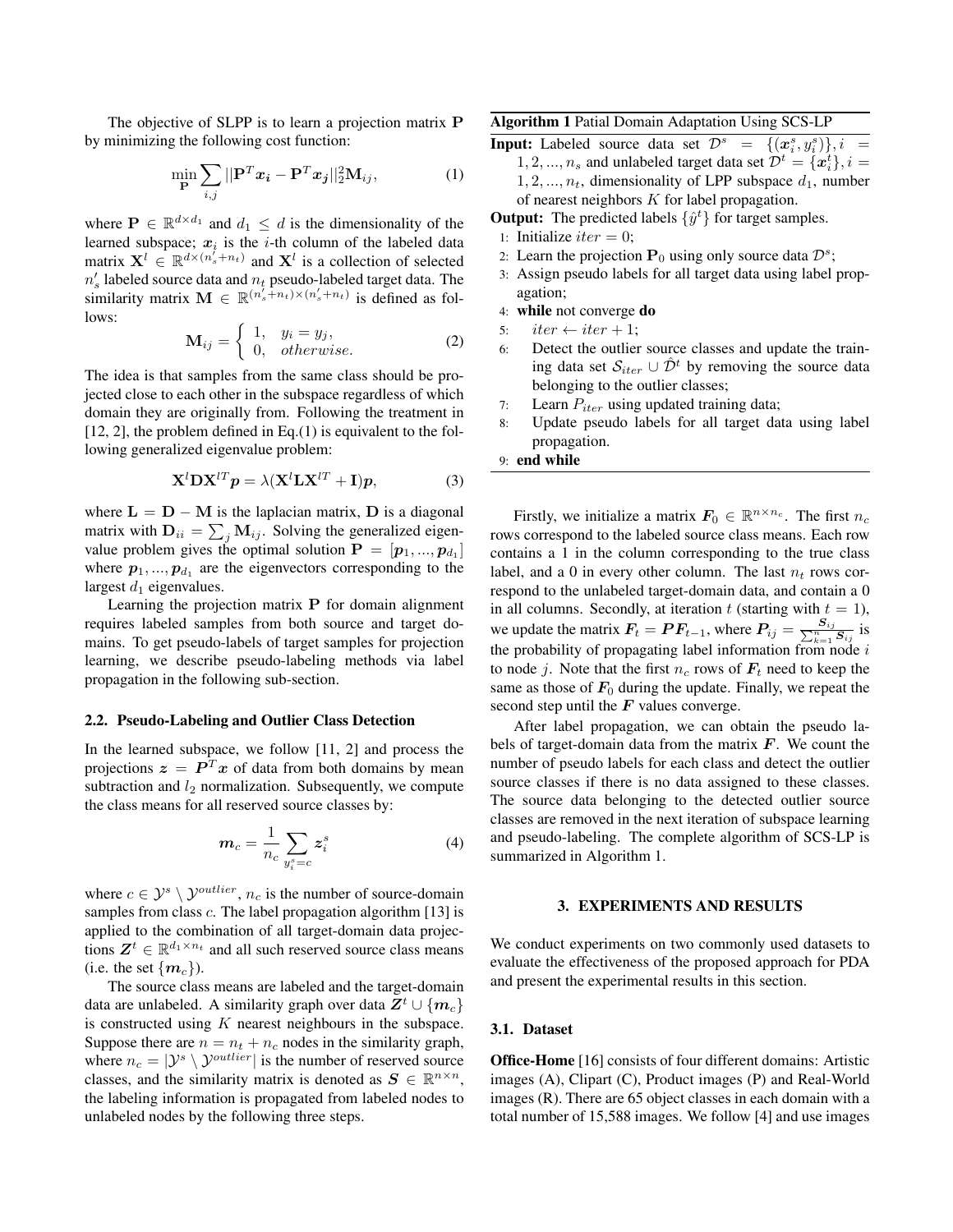The objective of SLPP is to learn a projection matrix $\mathbf{P}$ by minimizing the following cost function:

$$\min_{\mathbf{P}} \sum_{i,j} ||\mathbf{P}^T \boldsymbol{x_i} - \mathbf{P}^T \boldsymbol{x_j}||_2^2 \mathbf{M}_{ij}, \tag{1}$$

where $\mathbf{P} \in \mathbb{R}^{d \times d_1}$ and $d_1 \leq d$ is the dimensionality of the learned subspace; $\boldsymbol{x}_i$ is the $i$-th column of the labeled data matrix $\mathbf{X}^l \in \mathbb{R}^{d \times (n_s' + n_t)}$ and $\mathbf{X}^l$ is a collection of selected $n_s'$ labeled source data and $n_t$ pseudo-labeled target data. The similarity matrix $\mathbf{M} \in \mathbb{R}^{(n_s'+n_t)\times(n_s'+n_t)}$ is defined as follows:

$$\mathbf{M}_{ij} = \begin{cases} 1, & y_i = y_j, \\ 0, & otherwise. \end{cases} \tag{2}$$

The idea is that samples from the same class should be projected close to each other in the subspace regardless of which domain they are originally from. Following the treatment in [12, 2], the problem defined in Eq.(1) is equivalent to the following generalized eigenvalue problem:

$$\mathbf{X}^l \mathbf{D} \mathbf{X}^{lT} \boldsymbol{p} = \lambda (\mathbf{X}^l \mathbf{L} \mathbf{X}^{lT} + \mathbf{I}) \boldsymbol{p}, \tag{3}$$

where $\mathbf{L} = \mathbf{D} - \mathbf{M}$ is the laplacian matrix, $\mathbf{D}$ is a diagonal matrix with $\mathbf{D}_{ii} = \sum_j \mathbf{M}_{ij}$. Solving the generalized eigenvalue problem gives the optimal solution $\mathbf{P} = [\boldsymbol{p}_1, ..., \boldsymbol{p}_{d_1}]$ where $\boldsymbol{p}_1, ..., \boldsymbol{p}_{d_1}$ are the eigenvectors corresponding to the largest $d_1$ eigenvalues.

Learning the projection matrix $\mathbf{P}$ for domain alignment requires labeled samples from both source and target domains. To get pseudo-labels of target samples for projection learning, we describe pseudo-labeling methods via label propagation in the following sub-section.

### 2.2. Pseudo-Labeling and Outlier Class Detection

In the learned subspace, we follow [11, 2] and process the projections $\boldsymbol{z} = \boldsymbol{P}^T \boldsymbol{x}$ of data from both domains by mean subtraction and $l_2$ normalization. Subsequently, we compute the class means for all reserved source classes by:

$$\boldsymbol{m}_c = \frac{1}{n_c} \sum_{y_i^s = c} \boldsymbol{z}_i^s \tag{4}$$

where $c \in \mathcal{Y}^s \setminus \mathcal{Y}^{outlier}$, $n_c$ is the number of source-domain samples from class $c$. The label propagation algorithm [13] is applied to the combination of all target-domain data projections $\boldsymbol{Z}^t \in \mathbb{R}^{d_1 \times n_t}$ and all such reserved source class means (i.e. the set $\{\boldsymbol{m}_c\}$).

The source class means are labeled and the target-domain data are unlabeled. A similarity graph over data $\boldsymbol{Z}^t \cup \{\boldsymbol{m}_c\}$ is constructed using $K$ nearest neighbours in the subspace. Suppose there are $n = n_t + n_c$ nodes in the similarity graph, where $n_c = |\mathcal{Y}^s \setminus \mathcal{Y}^{outlier}|$ is the number of reserved source classes, and the similarity matrix is denoted as $\boldsymbol{S} \in \mathbb{R}^{n \times n}$, the labeling information is propagated from labeled nodes to unlabeled nodes by the following three steps.

**Algorithm 1** Patial Domain Adaptation Using SCS-LP

**Input:** Labeled source data set $\mathcal{D}^s = \{(\boldsymbol{x}_i^s, y_i^s)\}, i = 1, 2, ..., n_s$ and unlabeled target data set $\mathcal{D}^t = \{\boldsymbol{x}_i^t\}, i = 1, 2, ..., n_t$, dimensionality of LPP subspace $d_1$, number of nearest neighbors $K$ for label propagation.

**Output:** The predicted labels $\{\hat{y}^t\}$ for target samples.

1: Initialize $iter = 0$;
2: Learn the projection $\mathbf{P}_0$ using only source data $\mathcal{D}^s$;
3: Assign pseudo labels for all target data using label propagation;
4: **while** not converge **do**
5: $\quad iter \leftarrow iter + 1$;
6: $\quad$ Detect the outlier source classes and update the training data set $\mathcal{S}_{iter} \cup \hat{\mathcal{D}}^t$ by removing the source data belonging to the outlier classes;
7: $\quad$ Learn $P_{iter}$ using updated training data;
8: $\quad$ Update pseudo labels for all target data using label propagation.
9: **end while**

Firstly, we initialize a matrix $\boldsymbol{F}_0 \in \mathbb{R}^{n \times n_c}$. The first $n_c$ rows correspond to the labeled source class means. Each row contains a 1 in the column corresponding to the true class label, and a 0 in every other column. The last $n_t$ rows correspond to the unlabeled target-domain data, and contain a 0 in all columns. Secondly, at iteration $t$ (starting with $t = 1$), we update the matrix $\boldsymbol{F}_t = \boldsymbol{P}\boldsymbol{F}_{t-1}$, where $\boldsymbol{P}_{ij} = \frac{\boldsymbol{S}_{ij}}{\sum_{k=1}^n \boldsymbol{S}_{ij}}$ is the probability of propagating label information from node $i$ to node $j$. Note that the first $n_c$ rows of $\boldsymbol{F}_t$ need to keep the same as those of $\boldsymbol{F}_0$ during the update. Finally, we repeat the second step until the $\boldsymbol{F}$ values converge.

After label propagation, we can obtain the pseudo labels of target-domain data from the matrix $\boldsymbol{F}$. We count the number of pseudo labels for each class and detect the outlier source classes if there is no data assigned to these classes. The source data belonging to the detected outlier source classes are removed in the next iteration of subspace learning and pseudo-labeling. The complete algorithm of SCS-LP is summarized in Algorithm 1.

## 3. EXPERIMENTS AND RESULTS

We conduct experiments on two commonly used datasets to evaluate the effectiveness of the proposed approach for PDA and present the experimental results in this section.

### 3.1. Dataset

**Office-Home** [16] consists of four different domains: Artistic images (A), Clipart (C), Product images (P) and Real-World images (R). There are 65 object classes in each domain with a total number of 15,588 images. We follow [4] and use images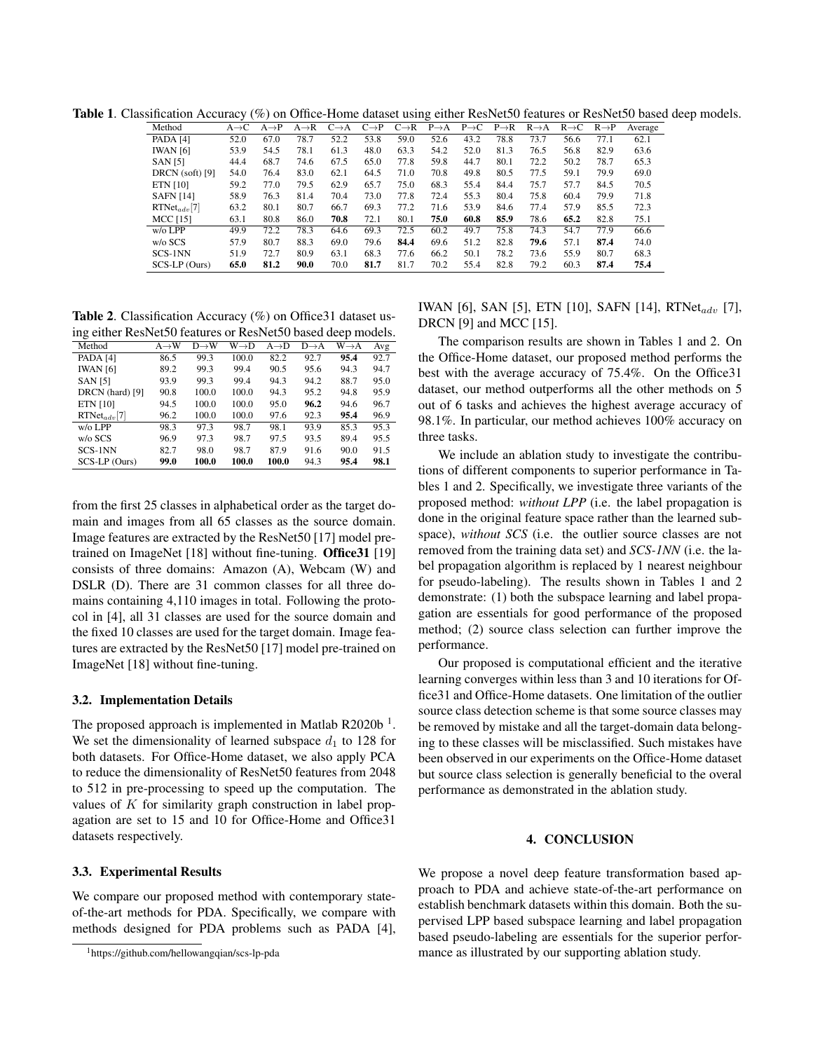**Table 1**. Classification Accuracy (%) on Office-Home dataset using either ResNet50 features or ResNet50 based deep models.

| Method | A→C | A→P | A→R | C→A | C→P | C→R | P→A | P→C | P→R | R→A | R→C | R→P | Average |
|---|---|---|---|---|---|---|---|---|---|---|---|---|---|
| PADA [4] | 52.0 | 67.0 | 78.7 | 52.2 | 53.8 | 59.0 | 52.6 | 43.2 | 78.8 | 73.7 | 56.6 | 77.1 | 62.1 |
| IWAN [6] | 53.9 | 54.5 | 78.1 | 61.3 | 48.0 | 63.3 | 54.2 | 52.0 | 81.3 | 76.5 | 56.8 | 82.9 | 63.6 |
| SAN [5] | 44.4 | 68.7 | 74.6 | 67.5 | 65.0 | 77.8 | 59.8 | 44.7 | 80.1 | 72.2 | 50.2 | 78.7 | 65.3 |
| DRCN (soft) [9] | 54.0 | 76.4 | 83.0 | 62.1 | 64.5 | 71.0 | 70.8 | 49.8 | 80.5 | 77.5 | 59.1 | 79.9 | 69.0 |
| ETN [10] | 59.2 | 77.0 | 79.5 | 62.9 | 65.7 | 75.0 | 68.3 | 55.4 | 84.4 | 75.7 | 57.7 | 84.5 | 70.5 |
| SAFN [14] | 58.9 | 76.3 | 81.4 | 70.4 | 73.0 | 77.8 | 72.4 | 55.3 | 80.4 | 75.8 | 60.4 | 79.9 | 71.8 |
| RTNet$_{adv}$[7] | 63.2 | 80.1 | 80.7 | 66.7 | 69.3 | 77.2 | 71.6 | 53.9 | 84.6 | 77.4 | 57.9 | 85.5 | 72.3 |
| MCC [15] | 63.1 | 80.8 | 86.0 | **70.8** | 72.1 | 80.1 | **75.0** | **60.8** | **85.9** | 78.6 | **65.2** | 82.8 | 75.1 |
| w/o LPP | 49.9 | 72.2 | 78.3 | 64.6 | 69.3 | 72.5 | 60.2 | 49.7 | 75.8 | 74.3 | 54.7 | 77.9 | 66.6 |
| w/o SCS | 57.9 | 80.7 | 88.3 | 69.0 | 79.6 | **84.4** | 69.6 | 51.2 | 82.8 | **79.6** | 57.1 | **87.4** | 74.0 |
| SCS-1NN | 51.9 | 72.7 | 80.9 | 63.1 | 68.3 | 77.6 | 66.2 | 50.1 | 78.2 | 73.6 | 55.9 | 80.7 | 68.3 |
| SCS-LP (Ours) | **65.0** | **81.2** | **90.0** | 70.0 | **81.7** | 81.7 | 70.2 | 55.4 | 82.8 | 79.2 | 60.3 | **87.4** | **75.4** |

**Table 2**. Classification Accuracy (%) on Office31 dataset using either ResNet50 features or ResNet50 based deep models.

| Method | A→W | D→W | W→D | A→D | D→A | W→A | Avg |
|---|---|---|---|---|---|---|---|
| PADA [4] | 86.5 | 99.3 | 100.0 | 82.2 | 92.7 | **95.4** | 92.7 |
| IWAN [6] | 89.2 | 99.3 | 99.4 | 90.5 | 95.6 | 94.3 | 94.7 |
| SAN [5] | 93.9 | 99.3 | 99.4 | 94.3 | 94.2 | 88.7 | 95.0 |
| DRCN (hard) [9] | 90.8 | 100.0 | 100.0 | 94.3 | 95.2 | 94.8 | 95.9 |
| ETN [10] | 94.5 | 100.0 | 100.0 | 95.0 | **96.2** | 94.6 | 96.7 |
| RTNet$_{adv}$[7] | 96.2 | 100.0 | 100.0 | 97.6 | 92.3 | **95.4** | 96.9 |
| w/o LPP | 98.3 | 97.3 | 98.7 | 98.1 | 93.9 | 85.3 | 95.3 |
| w/o SCS | 96.9 | 97.3 | 98.7 | 97.5 | 93.5 | 89.4 | 95.5 |
| SCS-1NN | 82.7 | 98.0 | 98.7 | 87.9 | 91.6 | 90.0 | 91.5 |
| SCS-LP (Ours) | **99.0** | **100.0** | **100.0** | **100.0** | 94.3 | **95.4** | **98.1** |

from the first 25 classes in alphabetical order as the target domain and images from all 65 classes as the source domain. Image features are extracted by the ResNet50 [17] model pre-trained on ImageNet [18] without fine-tuning. **Office31** [19] consists of three domains: Amazon (A), Webcam (W) and DSLR (D). There are 31 common classes for all three domains containing 4,110 images in total. Following the protocol in [4], all 31 classes are used for the source domain and the fixed 10 classes are used for the target domain. Image features are extracted by the ResNet50 [17] model pre-trained on ImageNet [18] without fine-tuning.

### 3.2. Implementation Details

The proposed approach is implemented in Matlab R2020b [1]. We set the dimensionality of learned subspace $d_1$ to 128 for both datasets. For Office-Home dataset, we also apply PCA to reduce the dimensionality of ResNet50 features from 2048 to 512 in pre-processing to speed up the computation. The values of $K$ for similarity graph construction in label propagation are set to 15 and 10 for Office-Home and Office31 datasets respectively.

### 3.3. Experimental Results

We compare our proposed method with contemporary state-of-the-art methods for PDA. Specifically, we compare with methods designed for PDA problems such as PADA [4], IWAN [6], SAN [5], ETN [10], SAFN [14], RTNet$_{adv}$ [7], DRCN [9] and MCC [15].

The comparison results are shown in Tables 1 and 2. On the Office-Home dataset, our proposed method performs the best with the average accuracy of 75.4%. On the Office31 dataset, our method outperforms all the other methods on 5 out of 6 tasks and achieves the highest average accuracy of 98.1%. In particular, our method achieves 100% accuracy on three tasks.

We include an ablation study to investigate the contributions of different components to superior performance in Tables 1 and 2. Specifically, we investigate three variants of the proposed method: *without LPP* (i.e. the label propagation is done in the original feature space rather than the learned subspace), *without SCS* (i.e. the outlier source classes are not removed from the training data set) and *SCS-1NN* (i.e. the label propagation algorithm is replaced by 1 nearest neighbour for pseudo-labeling). The results shown in Tables 1 and 2 demonstrate: (1) both the subspace learning and label propagation are essentials for good performance of the proposed method; (2) source class selection can further improve the performance.

Our proposed is computational efficient and the iterative learning converges within less than 3 and 10 iterations for Office31 and Office-Home datasets. One limitation of the outlier source class detection scheme is that some source classes may be removed by mistake and all the target-domain data belonging to these classes will be misclassified. Such mistakes have been observed in our experiments on the Office-Home dataset but source class selection is generally beneficial to the overal performance as demonstrated in the ablation study.

## 4. CONCLUSION

We propose a novel deep feature transformation based approach to PDA and achieve state-of-the-art performance on establish benchmark datasets within this domain. Both the supervised LPP based subspace learning and label propagation based pseudo-labeling are essentials for the superior performance as illustrated by our supporting ablation study.

[1] https://github.com/hellowangqian/scs-lp-pda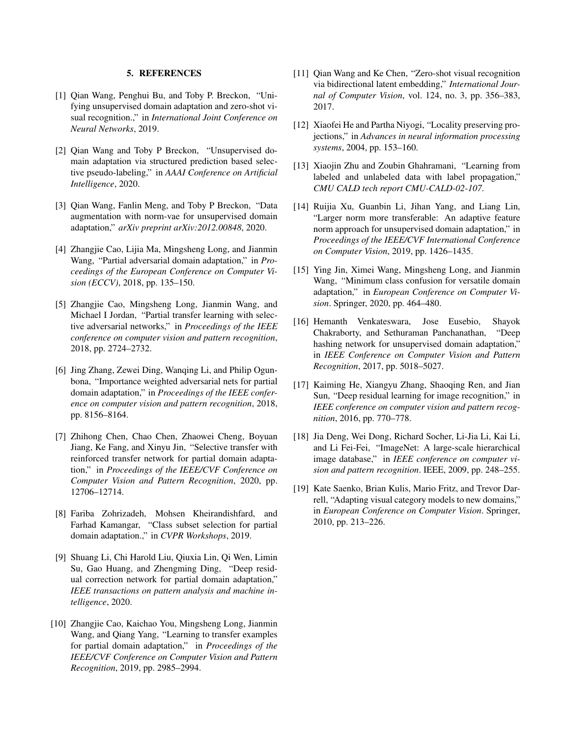## 5. REFERENCES

[1] Qian Wang, Penghui Bu, and Toby P. Breckon, "Unifying unsupervised domain adaptation and zero-shot visual recognition.," in *International Joint Conference on Neural Networks*, 2019.

[2] Qian Wang and Toby P Breckon, "Unsupervised domain adaptation via structured prediction based selective pseudo-labeling," in *AAAI Conference on Artificial Intelligence*, 2020.

[3] Qian Wang, Fanlin Meng, and Toby P Breckon, "Data augmentation with norm-vae for unsupervised domain adaptation," *arXiv preprint arXiv:2012.00848*, 2020.

[4] Zhangjie Cao, Lijia Ma, Mingsheng Long, and Jianmin Wang, "Partial adversarial domain adaptation," in *Proceedings of the European Conference on Computer Vision (ECCV)*, 2018, pp. 135–150.

[5] Zhangjie Cao, Mingsheng Long, Jianmin Wang, and Michael I Jordan, "Partial transfer learning with selective adversarial networks," in *Proceedings of the IEEE conference on computer vision and pattern recognition*, 2018, pp. 2724–2732.

[6] Jing Zhang, Zewei Ding, Wanqing Li, and Philip Ogunbona, "Importance weighted adversarial nets for partial domain adaptation," in *Proceedings of the IEEE conference on computer vision and pattern recognition*, 2018, pp. 8156–8164.

[7] Zhihong Chen, Chao Chen, Zhaowei Cheng, Boyuan Jiang, Ke Fang, and Xinyu Jin, "Selective transfer with reinforced transfer network for partial domain adaptation," in *Proceedings of the IEEE/CVF Conference on Computer Vision and Pattern Recognition*, 2020, pp. 12706–12714.

[8] Fariba Zohrizadeh, Mohsen Kheirandishfard, and Farhad Kamangar, "Class subset selection for partial domain adaptation.," in *CVPR Workshops*, 2019.

[9] Shuang Li, Chi Harold Liu, Qiuxia Lin, Qi Wen, Limin Su, Gao Huang, and Zhengming Ding, "Deep residual correction network for partial domain adaptation," *IEEE transactions on pattern analysis and machine intelligence*, 2020.

[10] Zhangjie Cao, Kaichao You, Mingsheng Long, Jianmin Wang, and Qiang Yang, "Learning to transfer examples for partial domain adaptation," in *Proceedings of the IEEE/CVF Conference on Computer Vision and Pattern Recognition*, 2019, pp. 2985–2994.

[11] Qian Wang and Ke Chen, "Zero-shot visual recognition via bidirectional latent embedding," *International Journal of Computer Vision*, vol. 124, no. 3, pp. 356–383, 2017.

[12] Xiaofei He and Partha Niyogi, "Locality preserving projections," in *Advances in neural information processing systems*, 2004, pp. 153–160.

[13] Xiaojin Zhu and Zoubin Ghahramani, "Learning from labeled and unlabeled data with label propagation," *CMU CALD tech report CMU-CALD-02-107*.

[14] Ruijia Xu, Guanbin Li, Jihan Yang, and Liang Lin, "Larger norm more transferable: An adaptive feature norm approach for unsupervised domain adaptation," in *Proceedings of the IEEE/CVF International Conference on Computer Vision*, 2019, pp. 1426–1435.

[15] Ying Jin, Ximei Wang, Mingsheng Long, and Jianmin Wang, "Minimum class confusion for versatile domain adaptation," in *European Conference on Computer Vision*. Springer, 2020, pp. 464–480.

[16] Hemanth Venkateswara, Jose Eusebio, Shayok Chakraborty, and Sethuraman Panchanathan, "Deep hashing network for unsupervised domain adaptation," in *IEEE Conference on Computer Vision and Pattern Recognition*, 2017, pp. 5018–5027.

[17] Kaiming He, Xiangyu Zhang, Shaoqing Ren, and Jian Sun, "Deep residual learning for image recognition," in *IEEE conference on computer vision and pattern recognition*, 2016, pp. 770–778.

[18] Jia Deng, Wei Dong, Richard Socher, Li-Jia Li, Kai Li, and Li Fei-Fei, "ImageNet: A large-scale hierarchical image database," in *IEEE conference on computer vision and pattern recognition*. IEEE, 2009, pp. 248–255.

[19] Kate Saenko, Brian Kulis, Mario Fritz, and Trevor Darrell, "Adapting visual category models to new domains," in *European Conference on Computer Vision*. Springer, 2010, pp. 213–226.